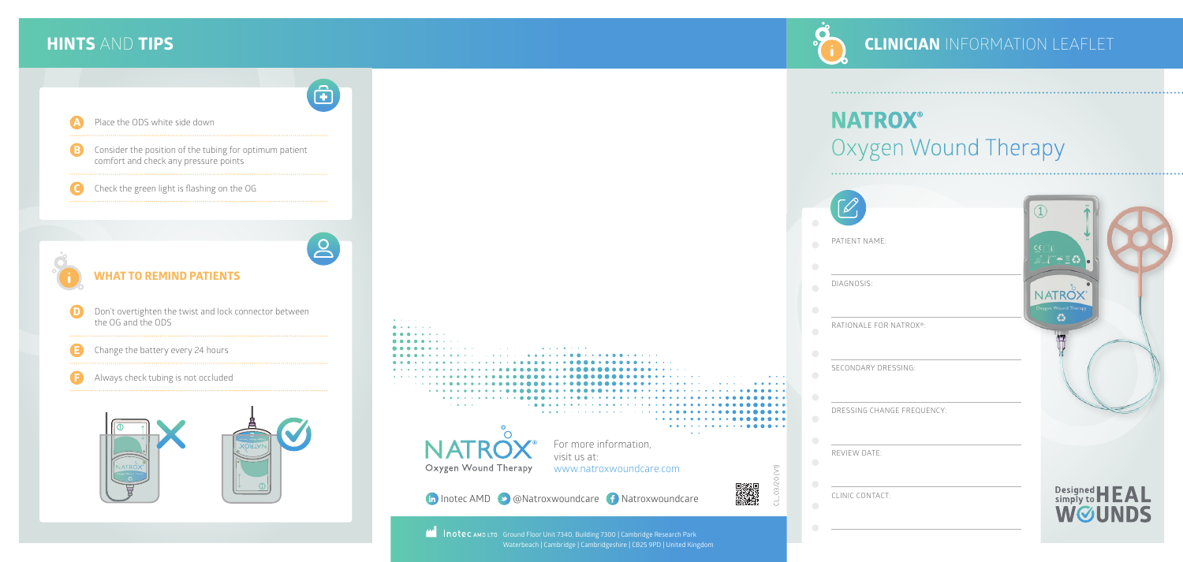## HINTS AND TIPS

**A** Place the ODS white side down

**B** Consider the position of the tubing for optimum patient comfort and check any pressure points

**C** Check the green light is flashing on the OG

### WHAT TO REMIND PATIENTS

**D** Don't overtighten the twist and lock connector between the OG and the ODS

**E** Change the battery every 24 hours

**F** Always check tubing is not occluded

NATROX® Oxygen Wound Therapy

For more information, visit us at: www.natroxwoundcare.com

Inotec AMD @Natroxwoundcare Natroxwoundcare

CL_03/20 (V1)

Inotec AMD LTD Ground Floor Unit 7340, Building 7300 | Cambridge Research Park Waterbeach | Cambridge | Cambridgeshire | CB25 9PD | United Kingdom

## CLINICIAN INFORMATION LEAFLET

# NATROX® Oxygen Wound Therapy

PATIENT NAME:

DIAGNOSIS:

RATIONALE FOR NATROX®:

SECONDARY DRESSING:

DRESSING CHANGE FREQUENCY:

REVIEW DATE:

CLINIC CONTACT:

Designed simply to HEAL WOUNDS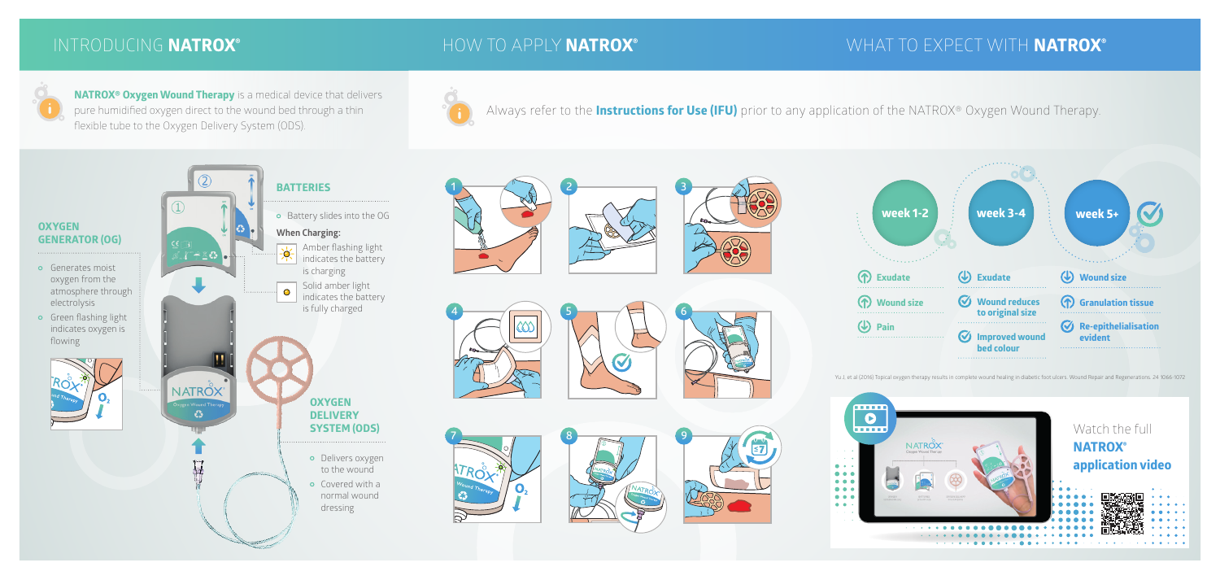## INTRODUCING **NATROX®**

**NATROX® Oxygen Wound Therapy** is a medical device that delivers pure humidified oxygen direct to the wound bed through a thin flexible tube to the Oxygen Delivery System (ODS).

### OXYGEN GENERATOR (OG)

- Generates moist oxygen from the atmosphere through electrolysis
- Green flashing light indicates oxygen is flowing

### BATTERIES

- Battery slides into the OG

**When Charging:**

Amber flashing light indicates the battery is charging

Solid amber light indicates the battery is fully charged

### OXYGEN DELIVERY SYSTEM (ODS)

- Delivers oxygen to the wound
- Covered with a normal wound dressing

## HOW TO APPLY **NATROX®**

Always refer to the **Instructions for Use (IFU)** prior to any application of the NATROX® Oxygen Wound Therapy.

## WHAT TO EXPECT WITH **NATROX®**

**week 1-2**

- ↑ Exudate
- ↑ Wound size
- ↓ Pain

**week 3-4**

- ↓ Exudate
- Wound reduces to original size
- Improved wound bed colour

**week 5+**

- ↓ Wound size
- ↑ Granulation tissue
- Re-epithelialisation evident

Yu J. et al (2016) Topical oxygen therapy results in complete wound healing in diabetic foot ulcers. Wound Repair and Regenerations. 24: 1066-1072

Watch the full **NATROX® application video**